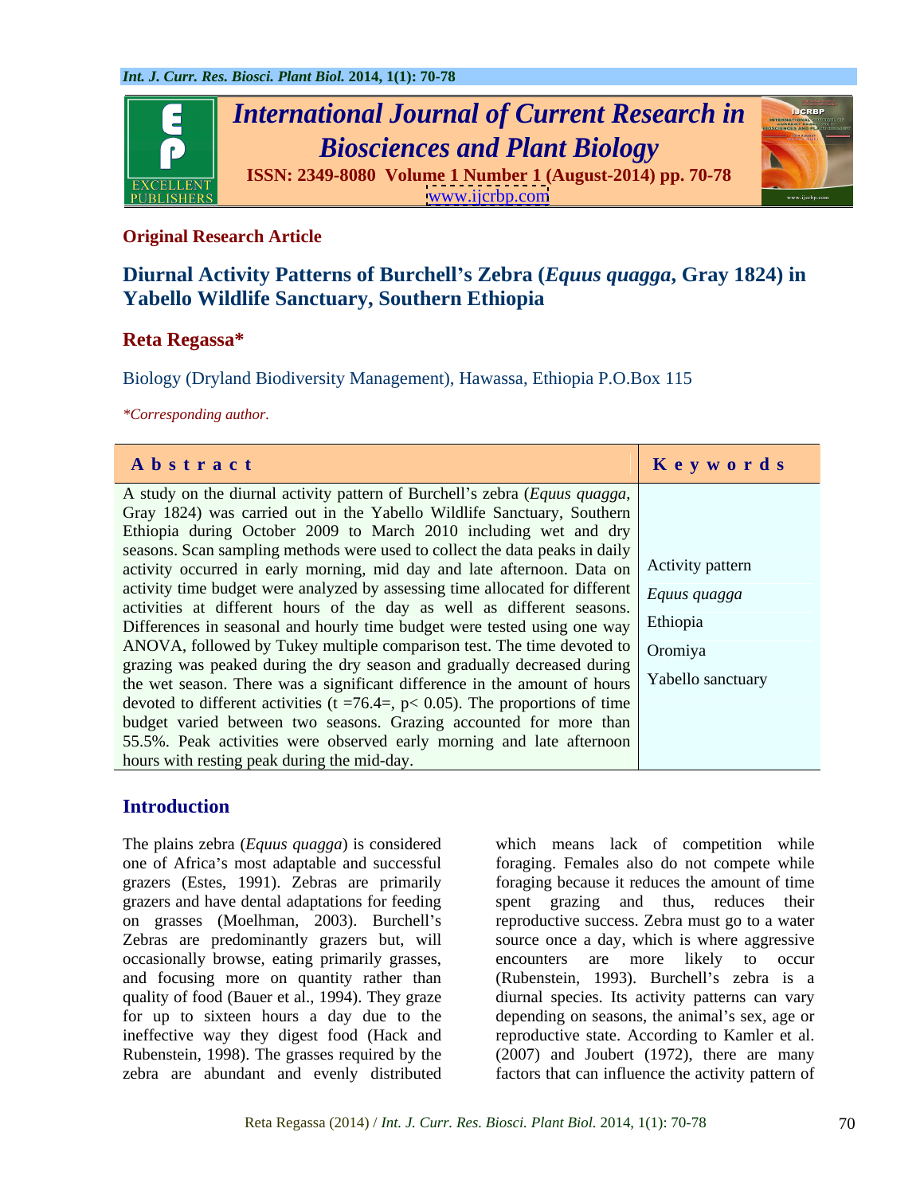**Original Research Article**

# Diurnal Activity Patterns of Burchell's Zebra (*Equus quagga*, Gray 1824) in Yabello Wildlife Sanctuary, Southern Ethiopia

**Reta Regassa***

Biology (Dryland Biodiversity Management), Hawassa, Ethiopia P.O.Box 115

*\*Corresponding author.*

## Abstract

A study on the diurnal activity pattern of Burchell's zebra (*Equus quagga*, Gray 1824) was carried out in the Yabello Wildlife Sanctuary, Southern Ethiopia during October 2009 to March 2010 including wet and dry seasons. Scan sampling methods were used to collect the data peaks in daily activity occurred in early morning, mid day and late afternoon. Data on activity time budget were analyzed by assessing time allocated for different activities at different hours of the day as well as different seasons. Differences in seasonal and hourly time budget were tested using one way ANOVA, followed by Tukey multiple comparison test. The time devoted to grazing was peaked during the dry season and gradually decreased during the wet season. There was a significant difference in the amount of hours devoted to different activities ($t = 76.4 =$, $p < 0.05$). The proportions of time budget varied between two seasons. Grazing accounted for more than 55.5%. Peak activities were observed early morning and late afternoon hours with resting peak during the mid-day.

## Keywords

Activity pattern
*Equus quagga*
Ethiopia
Oromiya
Yabello sanctuary

## Introduction

The plains zebra (*Equus quagga*) is considered one of Africa's most adaptable and successful grazers (Estes, 1991). Zebras are primarily grazers and have dental adaptations for feeding on grasses (Moelhman, 2003). Burchell's Zebras are predominantly grazers but, will occasionally browse, eating primarily grasses, and focusing more on quantity rather than quality of food (Bauer et al., 1994). They graze for up to sixteen hours a day due to the ineffective way they digest food (Hack and Rubenstein, 1998). The grasses required by the zebra are abundant and evenly distributed which means lack of competition while foraging. Females also do not compete while foraging because it reduces the amount of time spent grazing and thus, reduces their reproductive success. Zebra must go to a water source once a day, which is where aggressive encounters are more likely to occur (Rubenstein, 1993). Burchell's zebra is a diurnal species. Its activity patterns can vary depending on seasons, the animal's sex, age or reproductive state. According to Kamler et al. (2007) and Joubert (1972), there are many factors that can influence the activity pattern of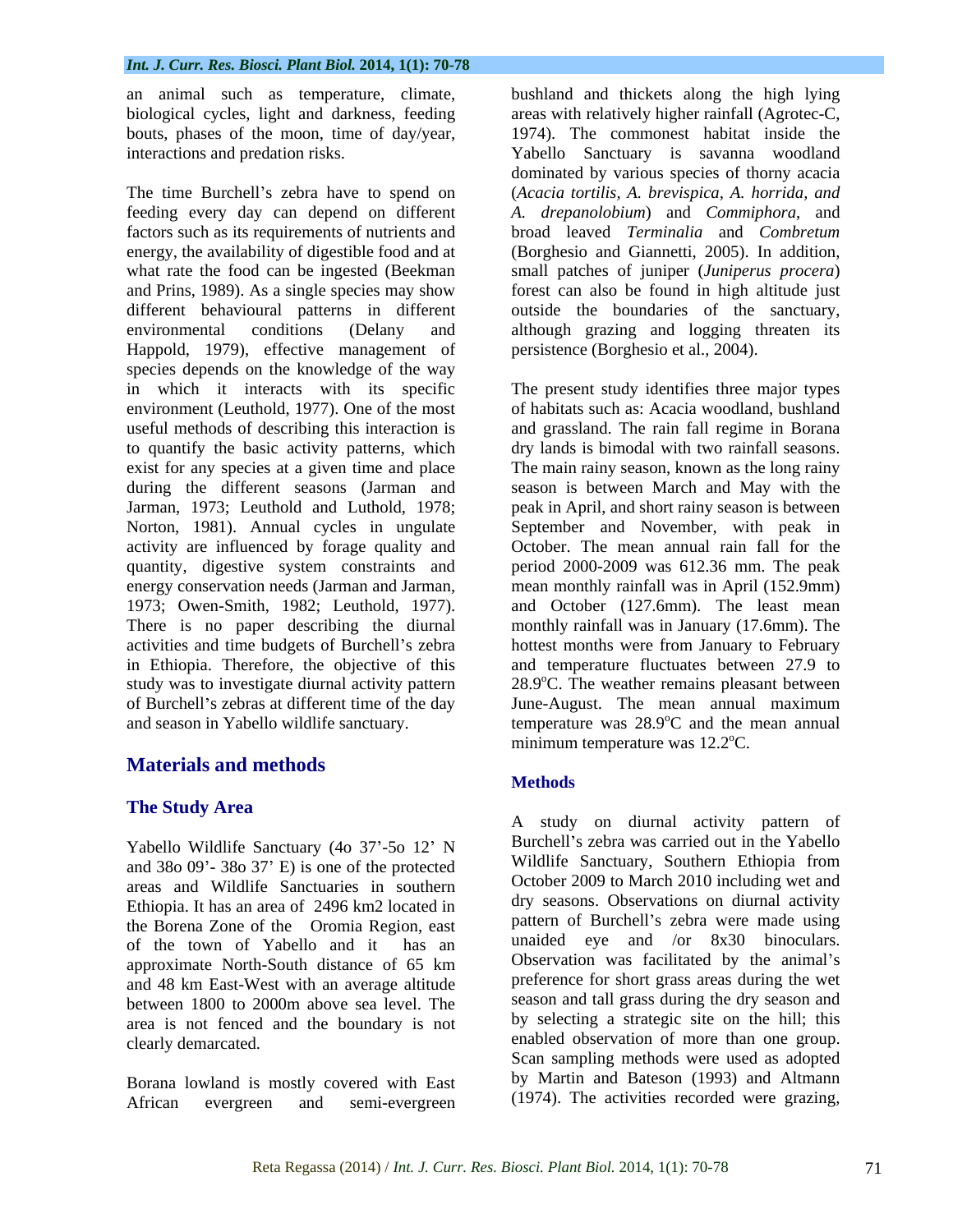an animal such as temperature, climate, biological cycles, light and darkness, feeding bouts, phases of the moon, time of day/year, interactions and predation risks.

The time Burchell's zebra have to spend on feeding every day can depend on different factors such as its requirements of nutrients and energy, the availability of digestible food and at what rate the food can be ingested (Beekman and Prins, 1989). As a single species may show different behavioural patterns in different environmental conditions (Delany and Happold, 1979), effective management of species depends on the knowledge of the way in which it interacts with its specific environment (Leuthold, 1977). One of the most useful methods of describing this interaction is to quantify the basic activity patterns, which exist for any species at a given time and place during the different seasons (Jarman and Jarman, 1973; Leuthold and Luthold, 1978; Norton, 1981). Annual cycles in ungulate activity are influenced by forage quality and quantity, digestive system constraints and energy conservation needs (Jarman and Jarman, 1973; Owen-Smith, 1982; Leuthold, 1977). There is no paper describing the diurnal activities and time budgets of Burchell's zebra in Ethiopia. Therefore, the objective of this study was to investigate diurnal activity pattern of Burchell's zebras at different time of the day and season in Yabello wildlife sanctuary.

## Materials and methods

### The Study Area

Yabello Wildlife Sanctuary (4o 37'-5o 12' N and 38o 09'- 38o 37' E) is one of the protected areas and Wildlife Sanctuaries in southern Ethiopia. It has an area of 2496 km2 located in the Borena Zone of the Oromia Region, east of the town of Yabello and it has an approximate North-South distance of 65 km and 48 km East-West with an average altitude between 1800 to 2000m above sea level. The area is not fenced and the boundary is not clearly demarcated.

Borana lowland is mostly covered with East African evergreen and semi-evergreen bushland and thickets along the high lying areas with relatively higher rainfall (Agrotec-C, 1974). The commonest habitat inside the Yabello Sanctuary is savanna woodland dominated by various species of thorny acacia (*Acacia tortilis*, *A. brevispica*, *A. horrida, and A. drepanolobium*) and *Commiphora*, and broad leaved *Terminalia* and *Combretum* (Borghesio and Giannetti, 2005). In addition, small patches of juniper (*Juniperus procera*) forest can also be found in high altitude just outside the boundaries of the sanctuary, although grazing and logging threaten its persistence (Borghesio et al., 2004).

The present study identifies three major types of habitats such as: Acacia woodland, bushland and grassland. The rain fall regime in Borana dry lands is bimodal with two rainfall seasons. The main rainy season, known as the long rainy season is between March and May with the peak in April, and short rainy season is between September and November, with peak in October. The mean annual rain fall for the period 2000-2009 was 612.36 mm. The peak mean monthly rainfall was in April (152.9mm) and October (127.6mm). The least mean monthly rainfall was in January (17.6mm). The hottest months were from January to February and temperature fluctuates between 27.9 to 28.9$^{o}$C. The weather remains pleasant between June-August. The mean annual maximum temperature was 28.9$^{o}$C and the mean annual minimum temperature was 12.2$^{o}$C.

### Methods

A study on diurnal activity pattern of Burchell's zebra was carried out in the Yabello Wildlife Sanctuary, Southern Ethiopia from October 2009 to March 2010 including wet and dry seasons. Observations on diurnal activity pattern of Burchell's zebra were made using unaided eye and /or 8x30 binoculars. Observation was facilitated by the animal's preference for short grass areas during the wet season and tall grass during the dry season and by selecting a strategic site on the hill; this enabled observation of more than one group. Scan sampling methods were used as adopted by Martin and Bateson (1993) and Altmann (1974). The activities recorded were grazing,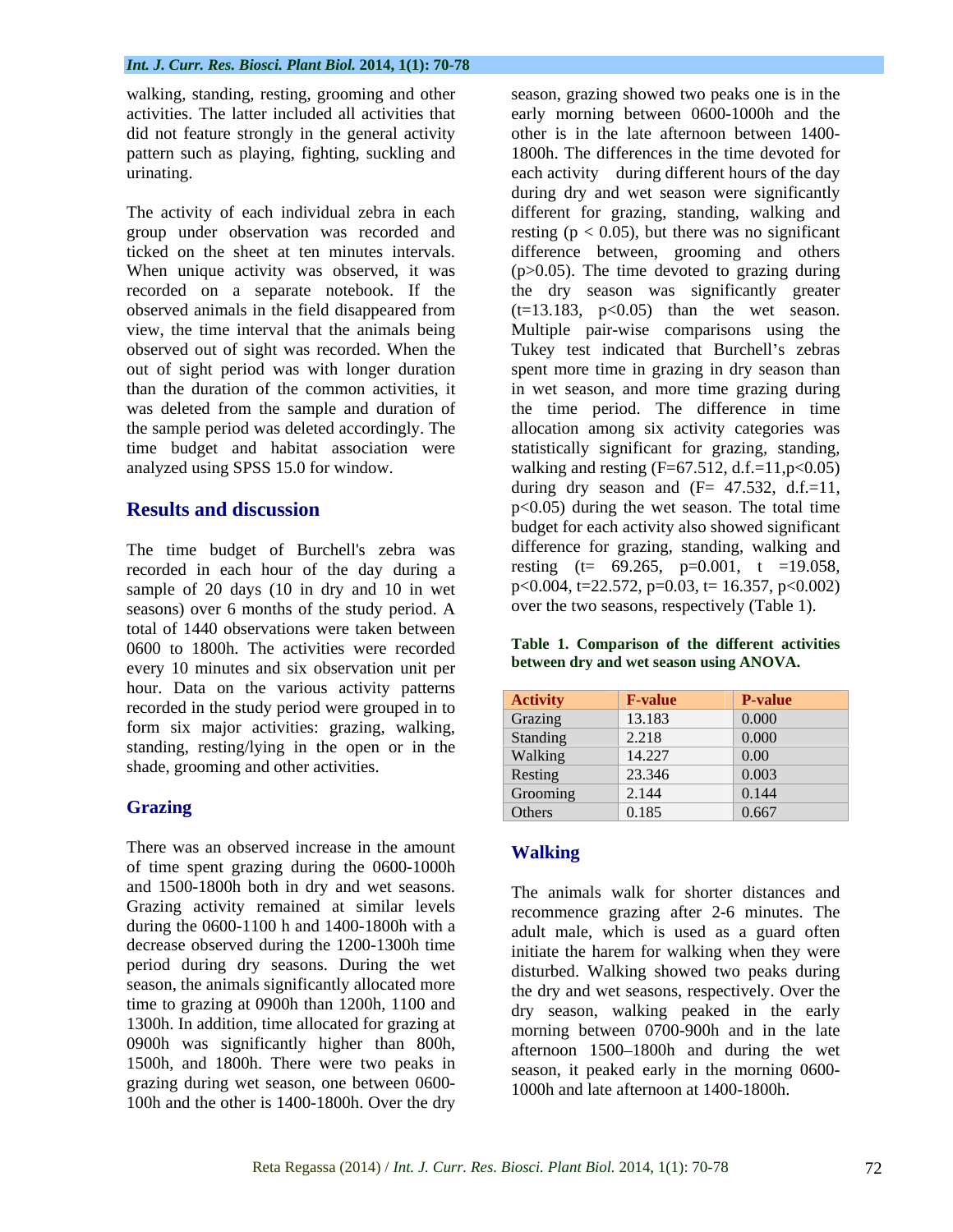walking, standing, resting, grooming and other activities. The latter included all activities that did not feature strongly in the general activity pattern such as playing, fighting, suckling and urinating.

The activity of each individual zebra in each group under observation was recorded and ticked on the sheet at ten minutes intervals. When unique activity was observed, it was recorded on a separate notebook. If the observed animals in the field disappeared from view, the time interval that the animals being observed out of sight was recorded. When the out of sight period was with longer duration than the duration of the common activities, it was deleted from the sample and duration of the sample period was deleted accordingly. The time budget and habitat association were analyzed using SPSS 15.0 for window.

## Results and discussion

The time budget of Burchell's zebra was recorded in each hour of the day during a sample of 20 days (10 in dry and 10 in wet seasons) over 6 months of the study period. A total of 1440 observations were taken between 0600 to 1800h. The activities were recorded every 10 minutes and six observation unit per hour. Data on the various activity patterns recorded in the study period were grouped in to form six major activities: grazing, walking, standing, resting/lying in the open or in the shade, grooming and other activities.

## Grazing

There was an observed increase in the amount of time spent grazing during the 0600-1000h and 1500-1800h both in dry and wet seasons. Grazing activity remained at similar levels during the 0600-1100 h and 1400-1800h with a decrease observed during the 1200-1300h time period during dry seasons. During the wet season, the animals significantly allocated more time to grazing at 0900h than 1200h, 1100 and 1300h. In addition, time allocated for grazing at 0900h was significantly higher than 800h, 1500h, and 1800h. There were two peaks in grazing during wet season, one between 0600-100h and the other is 1400-1800h. Over the dry season, grazing showed two peaks one is in the early morning between 0600-1000h and the other is in the late afternoon between 1400-1800h. The differences in the time devoted for each activity during different hours of the day during dry and wet season were significantly different for grazing, standing, walking and resting ($p < 0.05$), but there was no significant difference between, grooming and others ($p>0.05$). The time devoted to grazing during the dry season was significantly greater ($t=13.183$, $p<0.05$) than the wet season. Multiple pair-wise comparisons using the Tukey test indicated that Burchell's zebras spent more time in grazing in dry season than in wet season, and more time grazing during the time period. The difference in time allocation among six activity categories was statistically significant for grazing, standing, walking and resting ($F=67.512$, d.f.=11, $p<0.05$) during dry season and ($F= 47.532$, d.f.=11, $p<0.05$) during the wet season. The total time budget for each activity also showed significant difference for grazing, standing, walking and resting ($t= 69.265$, $p=0.001$, $t =19.058$, $p<0.004$, $t=22.572$, $p=0.03$, $t= 16.357$, $p<0.002$) over the two seasons, respectively (Table 1).

**Table 1. Comparison of the different activities between dry and wet season using ANOVA.**

| Activity | F-value | P-value |
|---|---|---|
| Grazing | 13.183 | 0.000 |
| Standing | 2.218 | 0.000 |
| Walking | 14.227 | 0.00 |
| Resting | 23.346 | 0.003 |
| Grooming | 2.144 | 0.144 |
| Others | 0.185 | 0.667 |

## Walking

The animals walk for shorter distances and recommence grazing after 2-6 minutes. The adult male, which is used as a guard often initiate the harem for walking when they were disturbed. Walking showed two peaks during the dry and wet seasons, respectively. Over the dry season, walking peaked in the early morning between 0700-900h and in the late afternoon 1500–1800h and during the wet season, it peaked early in the morning 0600-1000h and late afternoon at 1400-1800h.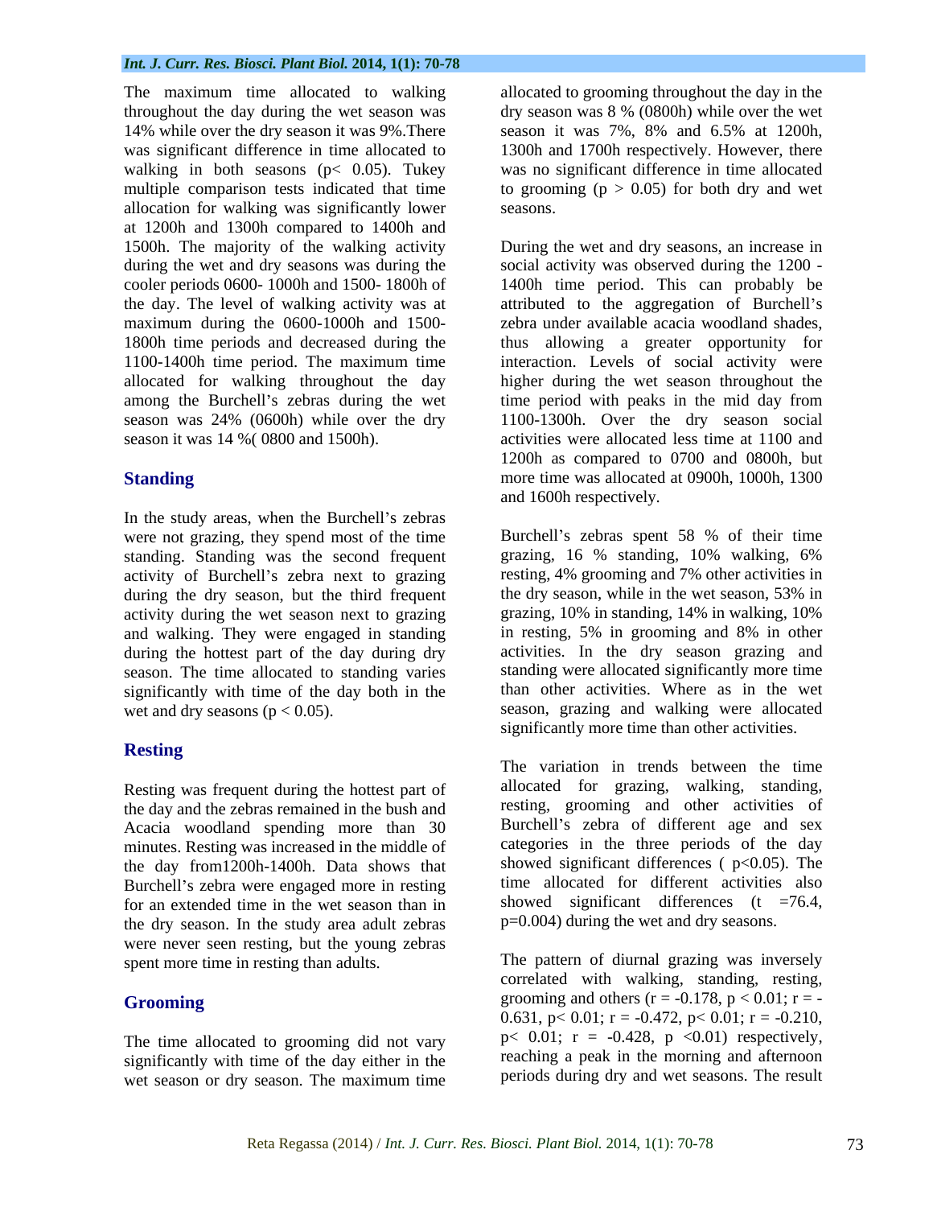The maximum time allocated to walking throughout the day during the wet season was 14% while over the dry season it was 9%.There was significant difference in time allocated to walking in both seasons ($p < 0.05$). Tukey multiple comparison tests indicated that time allocation for walking was significantly lower at 1200h and 1300h compared to 1400h and 1500h. The majority of the walking activity during the wet and dry seasons was during the cooler periods 0600- 1000h and 1500- 1800h of the day. The level of walking activity was at maximum during the 0600-1000h and 1500-1800h time periods and decreased during the 1100-1400h time period. The maximum time allocated for walking throughout the day among the Burchell's zebras during the wet season was 24% (0600h) while over the dry season it was 14 %( 0800 and 1500h).

## Standing

In the study areas, when the Burchell's zebras were not grazing, they spend most of the time standing. Standing was the second frequent activity of Burchell's zebra next to grazing during the dry season, but the third frequent activity during the wet season next to grazing and walking. They were engaged in standing during the hottest part of the day during dry season. The time allocated to standing varies significantly with time of the day both in the wet and dry seasons ($p < 0.05$).

## Resting

Resting was frequent during the hottest part of the day and the zebras remained in the bush and Acacia woodland spending more than 30 minutes. Resting was increased in the middle of the day from1200h-1400h. Data shows that Burchell's zebra were engaged more in resting for an extended time in the wet season than in the dry season. In the study area adult zebras were never seen resting, but the young zebras spent more time in resting than adults.

## Grooming

The time allocated to grooming did not vary significantly with time of the day either in the wet season or dry season. The maximum time allocated to grooming throughout the day in the dry season was 8 % (0800h) while over the wet season it was 7%, 8% and 6.5% at 1200h, 1300h and 1700h respectively. However, there was no significant difference in time allocated to grooming ($p > 0.05$) for both dry and wet seasons.

During the wet and dry seasons, an increase in social activity was observed during the 1200 - 1400h time period. This can probably be attributed to the aggregation of Burchell's zebra under available acacia woodland shades, thus allowing a greater opportunity for interaction. Levels of social activity were higher during the wet season throughout the time period with peaks in the mid day from 1100-1300h. Over the dry season social activities were allocated less time at 1100 and 1200h as compared to 0700 and 0800h, but more time was allocated at 0900h, 1000h, 1300 and 1600h respectively.

Burchell's zebras spent 58 % of their time grazing, 16 % standing, 10% walking, 6% resting, 4% grooming and 7% other activities in the dry season, while in the wet season, 53% in grazing, 10% in standing, 14% in walking, 10% in resting, 5% in grooming and 8% in other activities. In the dry season grazing and standing were allocated significantly more time than other activities. Where as in the wet season, grazing and walking were allocated significantly more time than other activities.

The variation in trends between the time allocated for grazing, walking, standing, resting, grooming and other activities of Burchell's zebra of different age and sex categories in the three periods of the day showed significant differences ( $p<0.05$). The time allocated for different activities also showed significant differences ($t = 76.4$, $p=0.004$) during the wet and dry seasons.

The pattern of diurnal grazing was inversely correlated with walking, standing, resting, grooming and others ($r = -0.178$, $p < 0.01$; $r = -0.631$, $p< 0.01$; $r = -0.472$, $p< 0.01$; $r = -0.210$, $p< 0.01$; $r = -0.428$, $p <0.01$) respectively, reaching a peak in the morning and afternoon periods during dry and wet seasons. The result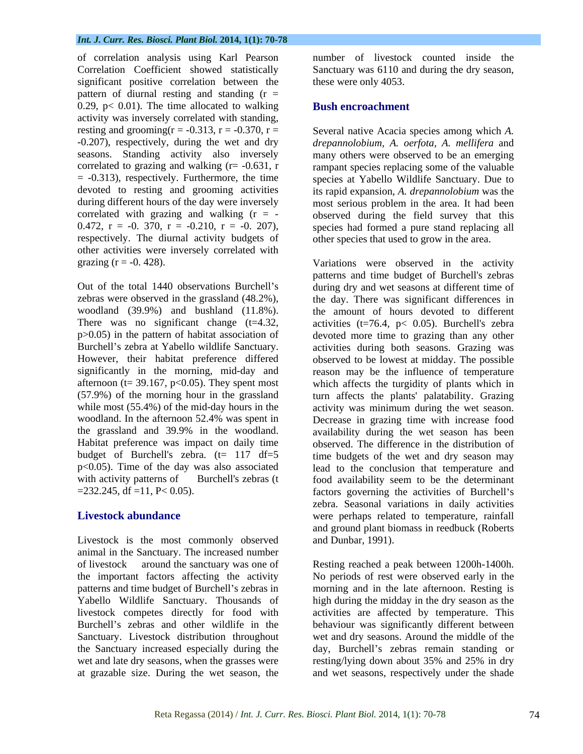of correlation analysis using Karl Pearson Correlation Coefficient showed statistically significant positive correlation between the pattern of diurnal resting and standing ($r = 0.29$, $p < 0.01$). The time allocated to walking activity was inversely correlated with standing, resting and grooming($r = -0.313$, $r = -0.370$, $r = -0.207$), respectively, during the wet and dry seasons. Standing activity also inversely correlated to grazing and walking ($r = -0.631$, $r = -0.313$), respectively. Furthermore, the time devoted to resting and grooming activities during different hours of the day were inversely correlated with grazing and walking ($r = -0.472$, $r = -0.370$, $r = -0.210$, $r = -0.207$), respectively. The diurnal activity budgets of other activities were inversely correlated with grazing ($r = -0.428$).

Out of the total 1440 observations Burchell's zebras were observed in the grassland (48.2%), woodland (39.9%) and bushland (11.8%). There was no significant change ($t=4.32$, $p>0.05$) in the pattern of habitat association of Burchell's zebra at Yabello wildlife Sanctuary. However, their habitat preference differed significantly in the morning, mid-day and afternoon ($t = 39.167$, $p<0.05$). They spent most (57.9%) of the morning hour in the grassland while most (55.4%) of the mid-day hours in the woodland. In the afternoon 52.4% was spent in the grassland and 39.9% in the woodland. Habitat preference was impact on daily time budget of Burchell's zebra. ($t = 117$ $df=5$ $p<0.05$). Time of the day was also associated with activity patterns of Burchell's zebras ($t = 232.245$, $df = 11$, $P < 0.05$).

## Livestock abundance

Livestock is the most commonly observed animal in the Sanctuary. The increased number of livestock around the sanctuary was one of the important factors affecting the activity patterns and time budget of Burchell's zebras in Yabello Wildlife Sanctuary. Thousands of livestock competes directly for food with Burchell's zebras and other wildlife in the Sanctuary. Livestock distribution throughout the Sanctuary increased especially during the wet and late dry seasons, when the grasses were at grazable size. During the wet season, the number of livestock counted inside the Sanctuary was 6110 and during the dry season, these were only 4053.

## Bush encroachment

Several native Acacia species among which *A. drepannolobium, A. oerfota, A. mellifera* and many others were observed to be an emerging rampant species replacing some of the valuable species at Yabello Wildlife Sanctuary. Due to its rapid expansion, *A. drepannolobium* was the most serious problem in the area. It had been observed during the field survey that this species had formed a pure stand replacing all other species that used to grow in the area.

Variations were observed in the activity patterns and time budget of Burchell's zebras during dry and wet seasons at different time of the day. There was significant differences in the amount of hours devoted to different activities ($t=76.4$, $p< 0.05$). Burchell's zebra devoted more time to grazing than any other activities during both seasons. Grazing was observed to be lowest at midday. The possible reason may be the influence of temperature which affects the turgidity of plants which in turn affects the plants' palatability. Grazing activity was minimum during the wet season. Decrease in grazing time with increase food availability during the wet season has been observed. The difference in the distribution of time budgets of the wet and dry season may lead to the conclusion that temperature and food availability seem to be the determinant factors governing the activities of Burchell's zebra. Seasonal variations in daily activities were perhaps related to temperature, rainfall and ground plant biomass in reedbuck (Roberts and Dunbar, 1991).

Resting reached a peak between 1200h-1400h. No periods of rest were observed early in the morning and in the late afternoon. Resting is high during the midday in the dry season as the activities are affected by temperature. This behaviour was significantly different between wet and dry seasons. Around the middle of the day, Burchell's zebras remain standing or resting/lying down about 35% and 25% in dry and wet seasons, respectively under the shade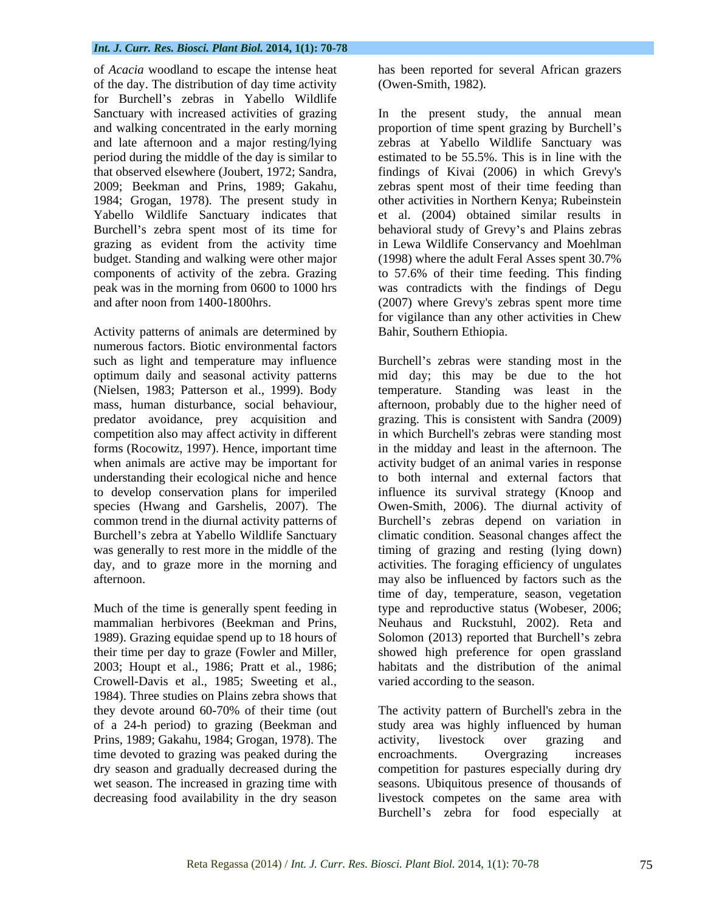of *Acacia* woodland to escape the intense heat of the day. The distribution of day time activity for Burchell's zebras in Yabello Wildlife Sanctuary with increased activities of grazing and walking concentrated in the early morning and late afternoon and a major resting/lying period during the middle of the day is similar to that observed elsewhere (Joubert, 1972; Sandra, 2009; Beekman and Prins, 1989; Gakahu, 1984; Grogan, 1978). The present study in Yabello Wildlife Sanctuary indicates that Burchell's zebra spent most of its time for grazing as evident from the activity time budget. Standing and walking were other major components of activity of the zebra. Grazing peak was in the morning from 0600 to 1000 hrs and after noon from 1400-1800hrs.

Activity patterns of animals are determined by numerous factors. Biotic environmental factors such as light and temperature may influence optimum daily and seasonal activity patterns (Nielsen, 1983; Patterson et al., 1999). Body mass, human disturbance, social behaviour, predator avoidance, prey acquisition and competition also may affect activity in different forms (Rocowitz, 1997). Hence, important time when animals are active may be important for understanding their ecological niche and hence to develop conservation plans for imperiled species (Hwang and Garshelis, 2007). The common trend in the diurnal activity patterns of Burchell's zebra at Yabello Wildlife Sanctuary was generally to rest more in the middle of the day, and to graze more in the morning and afternoon.

Much of the time is generally spent feeding in mammalian herbivores (Beekman and Prins, 1989). Grazing equidae spend up to 18 hours of their time per day to graze (Fowler and Miller, 2003; Houpt et al., 1986; Pratt et al., 1986; Crowell-Davis et al., 1985; Sweeting et al., 1984). Three studies on Plains zebra shows that they devote around 60-70% of their time (out of a 24-h period) to grazing (Beekman and Prins, 1989; Gakahu, 1984; Grogan, 1978). The time devoted to grazing was peaked during the dry season and gradually decreased during the wet season. The increased in grazing time with decreasing food availability in the dry season has been reported for several African grazers (Owen-Smith, 1982).

In the present study, the annual mean proportion of time spent grazing by Burchell's zebras at Yabello Wildlife Sanctuary was estimated to be 55.5%. This is in line with the findings of Kivai (2006) in which Grevy's zebras spent most of their time feeding than other activities in Northern Kenya; Rubeinstein et al. (2004) obtained similar results in behavioral study of Grevy's and Plains zebras in Lewa Wildlife Conservancy and Moehlman (1998) where the adult Feral Asses spent 30.7% to 57.6% of their time feeding. This finding was contradicts with the findings of Degu (2007) where Grevy's zebras spent more time for vigilance than any other activities in Chew Bahir, Southern Ethiopia.

Burchell's zebras were standing most in the mid day; this may be due to the hot temperature. Standing was least in the afternoon, probably due to the higher need of grazing. This is consistent with Sandra (2009) in which Burchell's zebras were standing most in the midday and least in the afternoon. The activity budget of an animal varies in response to both internal and external factors that influence its survival strategy (Knoop and Owen-Smith, 2006). The diurnal activity of Burchell's zebras depend on variation in climatic condition. Seasonal changes affect the timing of grazing and resting (lying down) activities. The foraging efficiency of ungulates may also be influenced by factors such as the time of day, temperature, season, vegetation type and reproductive status (Wobeser, 2006; Neuhaus and Ruckstuhl, 2002). Reta and Solomon (2013) reported that Burchell's zebra showed high preference for open grassland habitats and the distribution of the animal varied according to the season.

The activity pattern of Burchell's zebra in the study area was highly influenced by human activity, livestock over grazing and encroachments. Overgrazing increases competition for pastures especially during dry seasons. Ubiquitous presence of thousands of livestock competes on the same area with Burchell's zebra for food especially at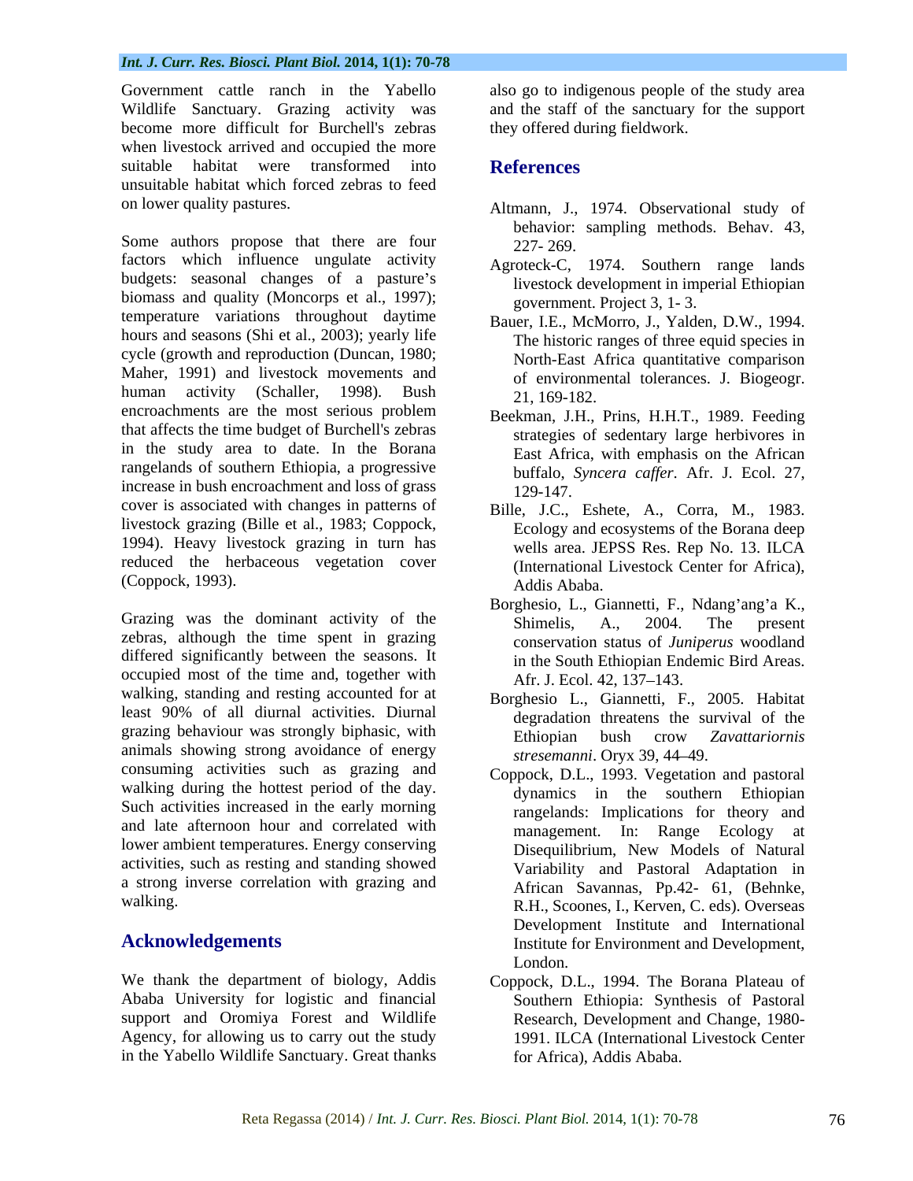Government cattle ranch in the Yabello Wildlife Sanctuary. Grazing activity was become more difficult for Burchell's zebras when livestock arrived and occupied the more suitable habitat were transformed into unsuitable habitat which forced zebras to feed on lower quality pastures.

Some authors propose that there are four factors which influence ungulate activity budgets: seasonal changes of a pasture's biomass and quality (Moncorps et al., 1997); temperature variations throughout daytime hours and seasons (Shi et al., 2003); yearly life cycle (growth and reproduction (Duncan, 1980; Maher, 1991) and livestock movements and human activity (Schaller, 1998). Bush encroachments are the most serious problem that affects the time budget of Burchell's zebras in the study area to date. In the Borana rangelands of southern Ethiopia, a progressive increase in bush encroachment and loss of grass cover is associated with changes in patterns of livestock grazing (Bille et al., 1983; Coppock, 1994). Heavy livestock grazing in turn has reduced the herbaceous vegetation cover (Coppock, 1993).

Grazing was the dominant activity of the zebras, although the time spent in grazing differed significantly between the seasons. It occupied most of the time and, together with walking, standing and resting accounted for at least 90% of all diurnal activities. Diurnal grazing behaviour was strongly biphasic, with animals showing strong avoidance of energy consuming activities such as grazing and walking during the hottest period of the day. Such activities increased in the early morning and late afternoon hour and correlated with lower ambient temperatures. Energy conserving activities, such as resting and standing showed a strong inverse correlation with grazing and walking.

## Acknowledgements

We thank the department of biology, Addis Ababa University for logistic and financial support and Oromiya Forest and Wildlife Agency, for allowing us to carry out the study in the Yabello Wildlife Sanctuary. Great thanks also go to indigenous people of the study area and the staff of the sanctuary for the support they offered during fieldwork.

## References

Altmann, J., 1974. Observational study of behavior: sampling methods. Behav. 43, 227- 269.

Agroteck-C, 1974. Southern range lands livestock development in imperial Ethiopian government. Project 3, 1- 3.

Bauer, I.E., McMorro, J., Yalden, D.W., 1994. The historic ranges of three equid species in North-East Africa quantitative comparison of environmental tolerances. J. Biogeogr. 21, 169-182.

Beekman, J.H., Prins, H.H.T., 1989. Feeding strategies of sedentary large herbivores in East Africa, with emphasis on the African buffalo, *Syncera caffer*. Afr. J. Ecol. 27, 129-147.

Bille, J.C., Eshete, A., Corra, M., 1983. Ecology and ecosystems of the Borana deep wells area. JEPSS Res. Rep No. 13. ILCA (International Livestock Center for Africa), Addis Ababa.

Borghesio, L., Giannetti, F., Ndang'ang'a K., Shimelis, A., 2004. The present conservation status of *Juniperus* woodland in the South Ethiopian Endemic Bird Areas. Afr. J. Ecol. 42, 137–143.

Borghesio L., Giannetti, F., 2005. Habitat degradation threatens the survival of the Ethiopian bush crow *Zavattariornis stresemanni*. Oryx 39, 44–49.

Coppock, D.L., 1993. Vegetation and pastoral dynamics in the southern Ethiopian rangelands: Implications for theory and management. In: Range Ecology at Disequilibrium, New Models of Natural Variability and Pastoral Adaptation in African Savannas, Pp.42- 61, (Behnke, R.H., Scoones, I., Kerven, C. eds). Overseas Development Institute and International Institute for Environment and Development, London.

Coppock, D.L., 1994. The Borana Plateau of Southern Ethiopia: Synthesis of Pastoral Research, Development and Change, 1980-1991. ILCA (International Livestock Center for Africa), Addis Ababa.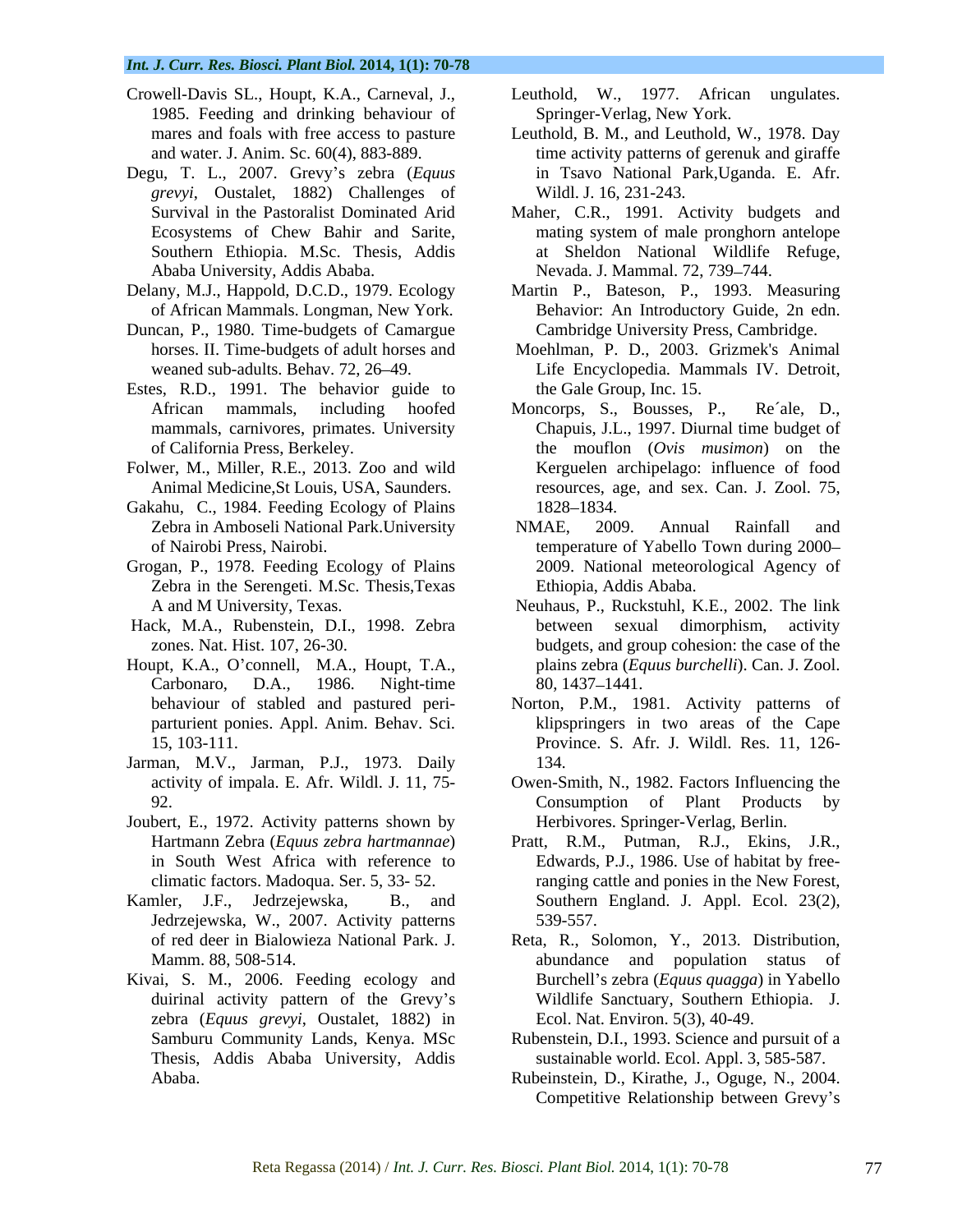Crowell-Davis SL., Houpt, K.A., Carneval, J., 1985. Feeding and drinking behaviour of mares and foals with free access to pasture and water. J. Anim. Sc. 60(4), 883-889.

Degu, T. L., 2007. Grevy's zebra (*Equus grevyi*, Oustalet, 1882) Challenges of Survival in the Pastoralist Dominated Arid Ecosystems of Chew Bahir and Sarite, Southern Ethiopia. M.Sc. Thesis, Addis Ababa University, Addis Ababa.

Delany, M.J., Happold, D.C.D., 1979. Ecology of African Mammals. Longman, New York.

Duncan, P., 1980. Time-budgets of Camargue horses. II. Time-budgets of adult horses and weaned sub-adults. Behav. 72, 26–49.

Estes, R.D., 1991. The behavior guide to African mammals, including hoofed mammals, carnivores, primates. University of California Press, Berkeley.

Folwer, M., Miller, R.E., 2013. Zoo and wild Animal Medicine,St Louis, USA, Saunders.

Gakahu, C., 1984. Feeding Ecology of Plains Zebra in Amboseli National Park.University of Nairobi Press, Nairobi.

Grogan, P., 1978. Feeding Ecology of Plains Zebra in the Serengeti. M.Sc. Thesis,Texas A and M University, Texas.

Hack, M.A., Rubenstein, D.I., 1998. Zebra zones. Nat. Hist. 107, 26-30.

Houpt, K.A., O'connell, M.A., Houpt, T.A., Carbonaro, D.A., 1986. Night-time behaviour of stabled and pastured peri-parturient ponies. Appl. Anim. Behav. Sci. 15, 103-111.

Jarman, M.V., Jarman, P.J., 1973. Daily activity of impala. E. Afr. Wildl. J. 11, 75-92.

Joubert, E., 1972. Activity patterns shown by Hartmann Zebra (*Equus zebra hartmannae*) in South West Africa with reference to climatic factors. Madoqua. Ser. 5, 33- 52.

Kamler, J.F., Jedrzejewska, B., and Jedrzejewska, W., 2007. Activity patterns of red deer in Bialowieza National Park. J. Mamm. 88, 508-514.

Kivai, S. M., 2006. Feeding ecology and duirinal activity pattern of the Grevy's zebra (*Equus grevyi*, Oustalet, 1882) in Samburu Community Lands, Kenya. MSc Thesis, Addis Ababa University, Addis Ababa.

Leuthold, W., 1977. African ungulates. Springer-Verlag, New York.

Leuthold, B. M., and Leuthold, W., 1978. Day time activity patterns of gerenuk and giraffe in Tsavo National Park,Uganda. E. Afr. Wildl. J. 16, 231-243.

Maher, C.R., 1991. Activity budgets and mating system of male pronghorn antelope at Sheldon National Wildlife Refuge, Nevada. J. Mammal. 72, 739–744.

Martin P., Bateson, P., 1993. Measuring Behavior: An Introductory Guide, 2n edn. Cambridge University Press, Cambridge.

Moehlman, P. D., 2003. Grizmek's Animal Life Encyclopedia. Mammals IV. Detroit, the Gale Group, Inc. 15.

Moncorps, S., Bousses, P., Re´ale, D., Chapuis, J.L., 1997. Diurnal time budget of the mouflon (*Ovis musimon*) on the Kerguelen archipelago: influence of food resources, age, and sex. Can. J. Zool. 75, 1828–1834.

NMAE, 2009. Annual Rainfall and temperature of Yabello Town during 2000–2009. National meteorological Agency of Ethiopia, Addis Ababa.

Neuhaus, P., Ruckstuhl, K.E., 2002. The link between sexual dimorphism, activity budgets, and group cohesion: the case of the plains zebra (*Equus burchelli*). Can. J. Zool. 80, 1437–1441.

Norton, P.M., 1981. Activity patterns of klipspringers in two areas of the Cape Province. S. Afr. J. Wildl. Res. 11, 126-134.

Owen-Smith, N., 1982. Factors Influencing the Consumption of Plant Products by Herbivores. Springer-Verlag, Berlin.

Pratt, R.M., Putman, R.J., Ekins, J.R., Edwards, P.J., 1986. Use of habitat by free-ranging cattle and ponies in the New Forest, Southern England. J. Appl. Ecol. 23(2), 539-557.

Reta, R., Solomon, Y., 2013. Distribution, abundance and population status of Burchell's zebra (*Equus quagga*) in Yabello Wildlife Sanctuary, Southern Ethiopia. J. Ecol. Nat. Environ. 5(3), 40-49.

Rubenstein, D.I., 1993. Science and pursuit of a sustainable world. Ecol. Appl. 3, 585-587.

Rubeinstein, D., Kirathe, J., Oguge, N., 2004. Competitive Relationship between Grevy's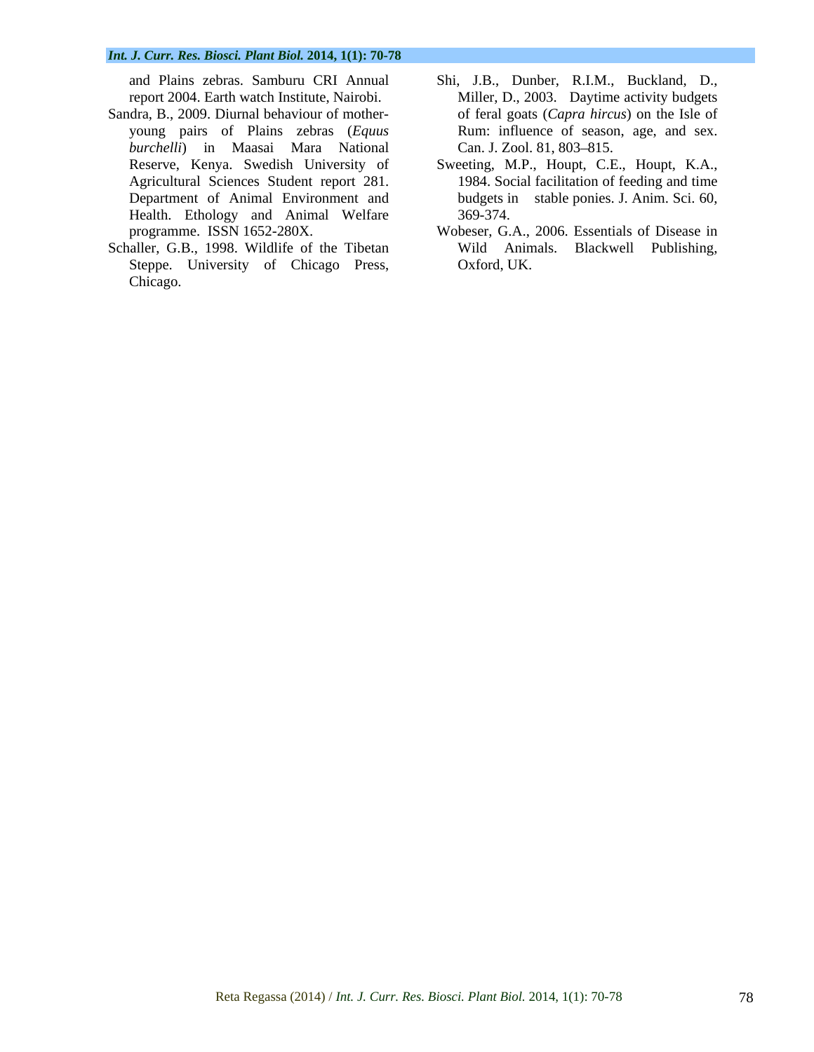and Plains zebras. Samburu CRI Annual report 2004. Earth watch Institute, Nairobi.

Sandra, B., 2009. Diurnal behaviour of mother-young pairs of Plains zebras (*Equus burchelli*) in Maasai Mara National Reserve, Kenya. Swedish University of Agricultural Sciences Student report 281. Department of Animal Environment and Health. Ethology and Animal Welfare programme. ISSN 1652-280X.

Schaller, G.B., 1998. Wildlife of the Tibetan Steppe. University of Chicago Press, Chicago.

Shi, J.B., Dunber, R.I.M., Buckland, D., Miller, D., 2003. Daytime activity budgets of feral goats (*Capra hircus*) on the Isle of Rum: influence of season, age, and sex. Can. J. Zool. 81, 803–815.

Sweeting, M.P., Houpt, C.E., Houpt, K.A., 1984. Social facilitation of feeding and time budgets in stable ponies. J. Anim. Sci. 60, 369-374.

Wobeser, G.A., 2006. Essentials of Disease in Wild Animals. Blackwell Publishing, Oxford, UK.